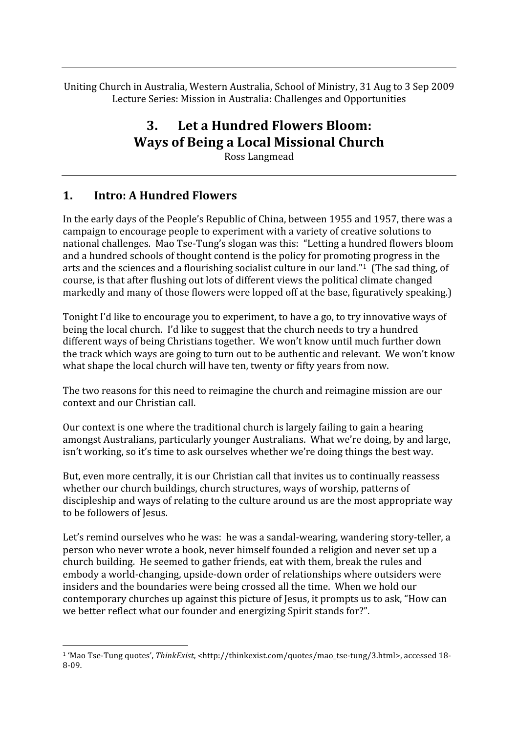Uniting Church in Australia, Western Australia, School of Ministry, 31 Aug to 3 Sep 2009
Lecture Series: Mission in Australia: Challenges and Opportunities

# 3. Let a Hundred Flowers Bloom: Ways of Being a Local Missional Church

Ross Langmead

## 1. Intro: A Hundred Flowers

In the early days of the People's Republic of China, between 1955 and 1957, there was a campaign to encourage people to experiment with a variety of creative solutions to national challenges. Mao Tse-Tung's slogan was this: "Letting a hundred flowers bloom and a hundred schools of thought contend is the policy for promoting progress in the arts and the sciences and a flourishing socialist culture in our land."[1] (The sad thing, of course, is that after flushing out lots of different views the political climate changed markedly and many of those flowers were lopped off at the base, figuratively speaking.)

Tonight I'd like to encourage you to experiment, to have a go, to try innovative ways of being the local church. I'd like to suggest that the church needs to try a hundred different ways of being Christians together. We won't know until much further down the track which ways are going to turn out to be authentic and relevant. We won't know what shape the local church will have ten, twenty or fifty years from now.

The two reasons for this need to reimagine the church and reimagine mission are our context and our Christian call.

Our context is one where the traditional church is largely failing to gain a hearing amongst Australians, particularly younger Australians. What we're doing, by and large, isn't working, so it's time to ask ourselves whether we're doing things the best way.

But, even more centrally, it is our Christian call that invites us to continually reassess whether our church buildings, church structures, ways of worship, patterns of discipleship and ways of relating to the culture around us are the most appropriate way to be followers of Jesus.

Let's remind ourselves who he was: he was a sandal-wearing, wandering story-teller, a person who never wrote a book, never himself founded a religion and never set up a church building. He seemed to gather friends, eat with them, break the rules and embody a world-changing, upside-down order of relationships where outsiders were insiders and the boundaries were being crossed all the time. When we hold our contemporary churches up against this picture of Jesus, it prompts us to ask, "How can we better reflect what our founder and energizing Spirit stands for?".

---

[1] 'Mao Tse-Tung quotes', *ThinkExist*, <http://thinkexist.com/quotes/mao_tse-tung/3.html>, accessed 18-8-09.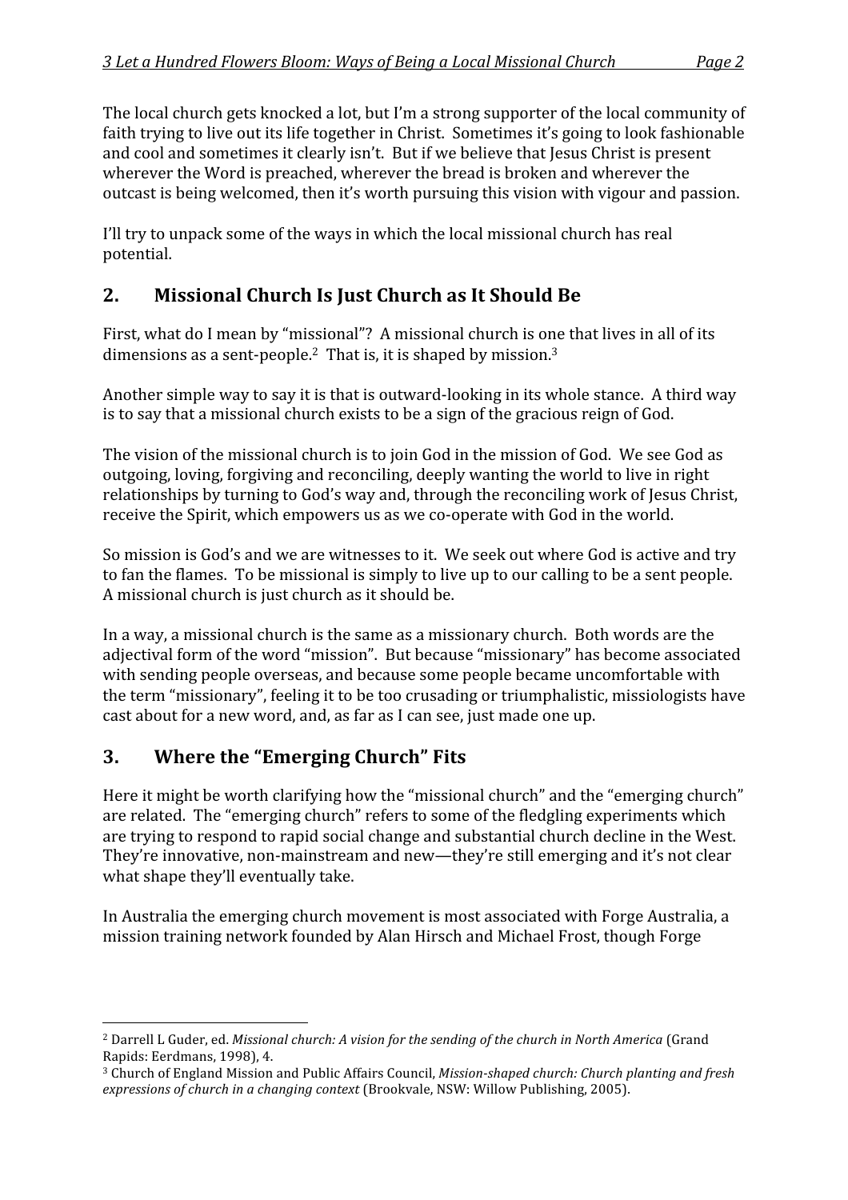The local church gets knocked a lot, but I'm a strong supporter of the local community of faith trying to live out its life together in Christ. Sometimes it's going to look fashionable and cool and sometimes it clearly isn't. But if we believe that Jesus Christ is present wherever the Word is preached, wherever the bread is broken and wherever the outcast is being welcomed, then it's worth pursuing this vision with vigour and passion.

I'll try to unpack some of the ways in which the local missional church has real potential.

## 2. Missional Church Is Just Church as It Should Be

First, what do I mean by "missional"? A missional church is one that lives in all of its dimensions as a sent-people.[2] That is, it is shaped by mission.[3]

Another simple way to say it is that is outward-looking in its whole stance. A third way is to say that a missional church exists to be a sign of the gracious reign of God.

The vision of the missional church is to join God in the mission of God. We see God as outgoing, loving, forgiving and reconciling, deeply wanting the world to live in right relationships by turning to God's way and, through the reconciling work of Jesus Christ, receive the Spirit, which empowers us as we co-operate with God in the world.

So mission is God's and we are witnesses to it. We seek out where God is active and try to fan the flames. To be missional is simply to live up to our calling to be a sent people. A missional church is just church as it should be.

In a way, a missional church is the same as a missionary church. Both words are the adjectival form of the word "mission". But because "missionary" has become associated with sending people overseas, and because some people became uncomfortable with the term "missionary", feeling it to be too crusading or triumphalistic, missiologists have cast about for a new word, and, as far as I can see, just made one up.

## 3. Where the "Emerging Church" Fits

Here it might be worth clarifying how the "missional church" and the "emerging church" are related. The "emerging church" refers to some of the fledgling experiments which are trying to respond to rapid social change and substantial church decline in the West. They're innovative, non-mainstream and new—they're still emerging and it's not clear what shape they'll eventually take.

In Australia the emerging church movement is most associated with Forge Australia, a mission training network founded by Alan Hirsch and Michael Frost, though Forge

---

[2] Darrell L Guder, ed. *Missional church: A vision for the sending of the church in North America* (Grand Rapids: Eerdmans, 1998), 4.

[3] Church of England Mission and Public Affairs Council, *Mission-shaped church: Church planting and fresh expressions of church in a changing context* (Brookvale, NSW: Willow Publishing, 2005).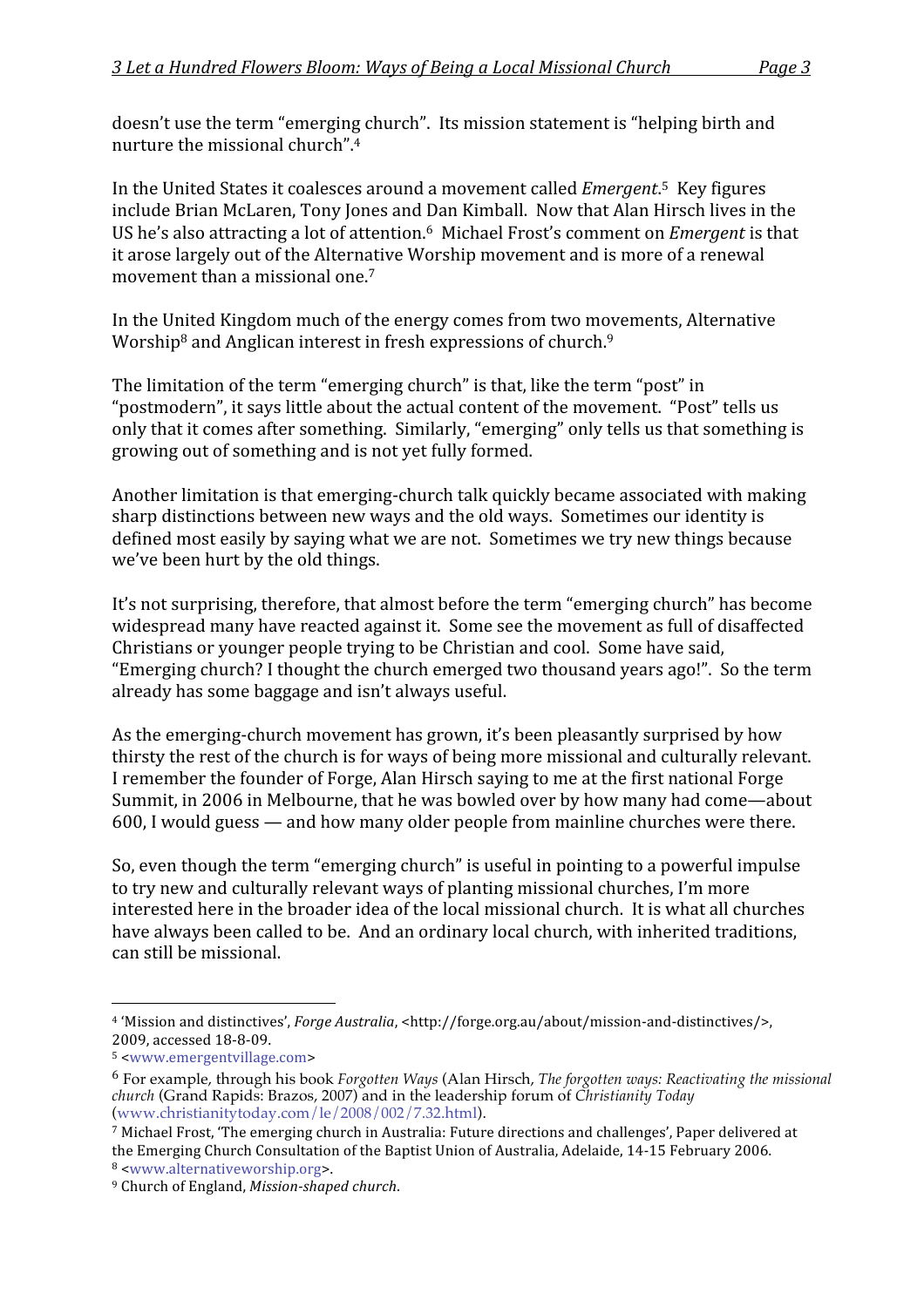doesn't use the term "emerging church". Its mission statement is "helping birth and nurture the missional church".[4]

In the United States it coalesces around a movement called *Emergent*.[5] Key figures include Brian McLaren, Tony Jones and Dan Kimball. Now that Alan Hirsch lives in the US he's also attracting a lot of attention.[6] Michael Frost's comment on *Emergent* is that it arose largely out of the Alternative Worship movement and is more of a renewal movement than a missional one.[7]

In the United Kingdom much of the energy comes from two movements, Alternative Worship[8] and Anglican interest in fresh expressions of church.[9]

The limitation of the term "emerging church" is that, like the term "post" in "postmodern", it says little about the actual content of the movement. "Post" tells us only that it comes after something. Similarly, "emerging" only tells us that something is growing out of something and is not yet fully formed.

Another limitation is that emerging-church talk quickly became associated with making sharp distinctions between new ways and the old ways. Sometimes our identity is defined most easily by saying what we are not. Sometimes we try new things because we've been hurt by the old things.

It's not surprising, therefore, that almost before the term "emerging church" has become widespread many have reacted against it. Some see the movement as full of disaffected Christians or younger people trying to be Christian and cool. Some have said, "Emerging church? I thought the church emerged two thousand years ago!". So the term already has some baggage and isn't always useful.

As the emerging-church movement has grown, it's been pleasantly surprised by how thirsty the rest of the church is for ways of being more missional and culturally relevant. I remember the founder of Forge, Alan Hirsch saying to me at the first national Forge Summit, in 2006 in Melbourne, that he was bowled over by how many had come—about 600, I would guess — and how many older people from mainline churches were there.

So, even though the term "emerging church" is useful in pointing to a powerful impulse to try new and culturally relevant ways of planting missional churches, I'm more interested here in the broader idea of the local missional church. It is what all churches have always been called to be. And an ordinary local church, with inherited traditions, can still be missional.

---

[4] 'Mission and distinctives', *Forge Australia*, <http://forge.org.au/about/mission-and-distinctives/>, 2009, accessed 18-8-09.

[5] <www.emergentvillage.com>

[6] For example, through his book *Forgotten Ways* (Alan Hirsch, *The forgotten ways: Reactivating the missional church* (Grand Rapids: Brazos, 2007) and in the leadership forum of *Christianity Today* (www.christianitytoday.com/le/2008/002/7.32.html).

[7] Michael Frost, 'The emerging church in Australia: Future directions and challenges', Paper delivered at the Emerging Church Consultation of the Baptist Union of Australia, Adelaide, 14-15 February 2006.

[8] <www.alternativeworship.org>.

[9] Church of England, *Mission-shaped church*.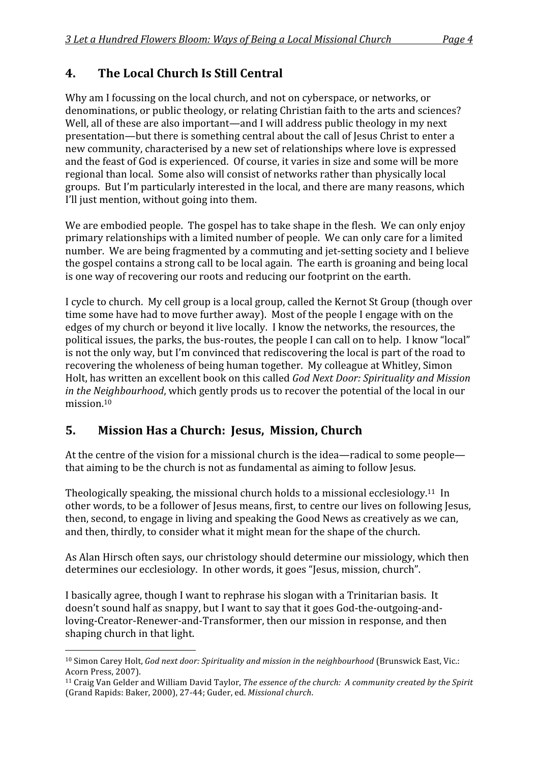## 4. The Local Church Is Still Central

Why am I focussing on the local church, and not on cyberspace, or networks, or denominations, or public theology, or relating Christian faith to the arts and sciences? Well, all of these are also important—and I will address public theology in my next presentation—but there is something central about the call of Jesus Christ to enter a new community, characterised by a new set of relationships where love is expressed and the feast of God is experienced. Of course, it varies in size and some will be more regional than local. Some also will consist of networks rather than physically local groups. But I'm particularly interested in the local, and there are many reasons, which I'll just mention, without going into them.

We are embodied people. The gospel has to take shape in the flesh. We can only enjoy primary relationships with a limited number of people. We can only care for a limited number. We are being fragmented by a commuting and jet-setting society and I believe the gospel contains a strong call to be local again. The earth is groaning and being local is one way of recovering our roots and reducing our footprint on the earth.

I cycle to church. My cell group is a local group, called the Kernot St Group (though over time some have had to move further away). Most of the people I engage with on the edges of my church or beyond it live locally. I know the networks, the resources, the political issues, the parks, the bus-routes, the people I can call on to help. I know "local" is not the only way, but I'm convinced that rediscovering the local is part of the road to recovering the wholeness of being human together. My colleague at Whitley, Simon Holt, has written an excellent book on this called *God Next Door: Spirituality and Mission in the Neighbourhood*, which gently prods us to recover the potential of the local in our mission.[10]

## 5. Mission Has a Church: Jesus, Mission, Church

At the centre of the vision for a missional church is the idea—radical to some people—that aiming to be the church is not as fundamental as aiming to follow Jesus.

Theologically speaking, the missional church holds to a missional ecclesiology.[11] In other words, to be a follower of Jesus means, first, to centre our lives on following Jesus, then, second, to engage in living and speaking the Good News as creatively as we can, and then, thirdly, to consider what it might mean for the shape of the church.

As Alan Hirsch often says, our christology should determine our missiology, which then determines our ecclesiology. In other words, it goes "Jesus, mission, church".

I basically agree, though I want to rephrase his slogan with a Trinitarian basis. It doesn't sound half as snappy, but I want to say that it goes God-the-outgoing-and-loving-Creator-Renewer-and-Transformer, then our mission in response, and then shaping church in that light.

---

[10] Simon Carey Holt, *God next door: Spirituality and mission in the neighbourhood* (Brunswick East, Vic.: Acorn Press, 2007).

[11] Craig Van Gelder and William David Taylor, *The essence of the church: A community created by the Spirit* (Grand Rapids: Baker, 2000), 27-44; Guder, ed. *Missional church.*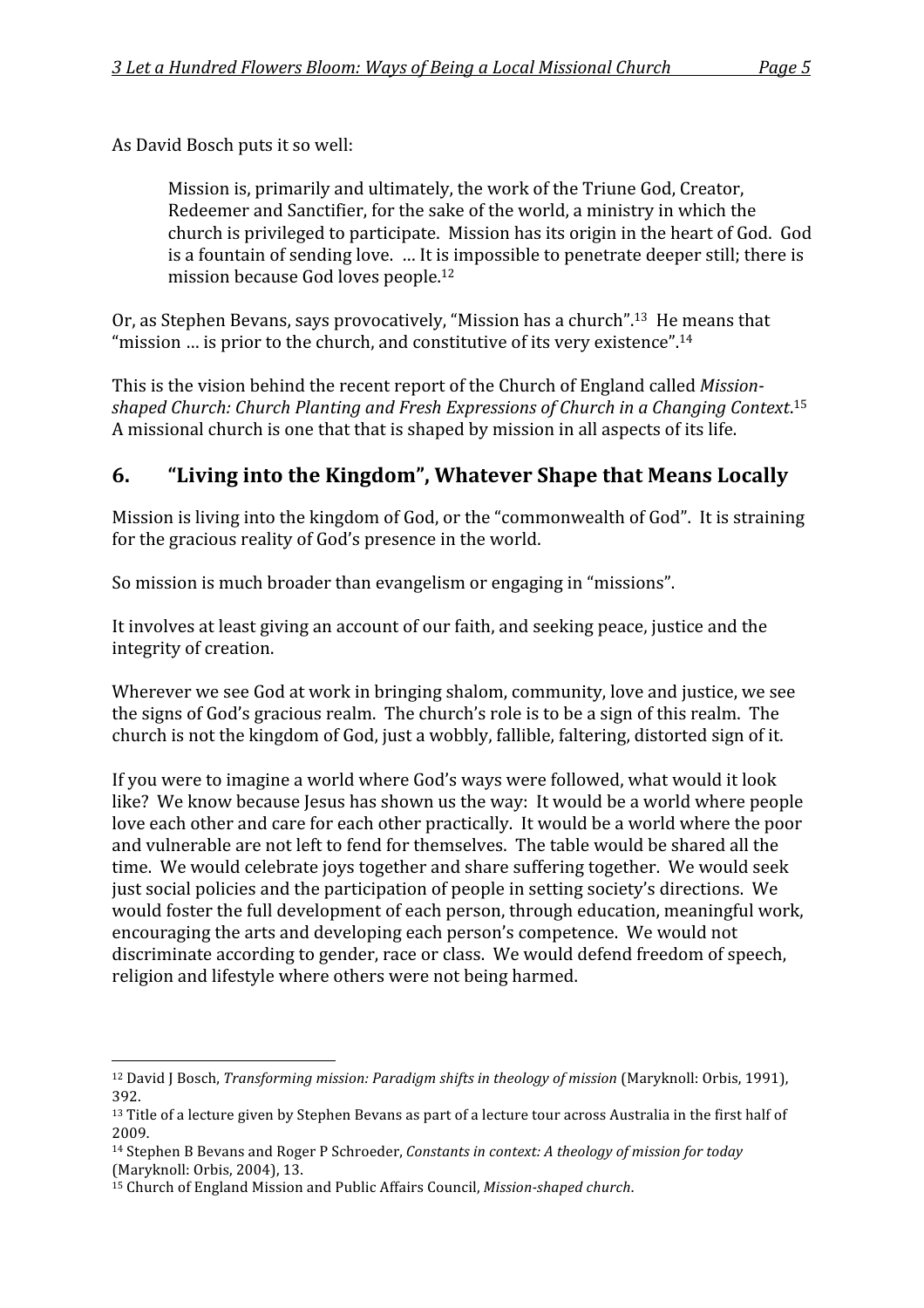As David Bosch puts it so well:

> Mission is, primarily and ultimately, the work of the Triune God, Creator, Redeemer and Sanctifier, for the sake of the world, a ministry in which the church is privileged to participate. Mission has its origin in the heart of God. God is a fountain of sending love. … It is impossible to penetrate deeper still; there is mission because God loves people.[12]

Or, as Stephen Bevans, says provocatively, "Mission has a church".[13] He means that "mission … is prior to the church, and constitutive of its very existence".[14]

This is the vision behind the recent report of the Church of England called *Mission-shaped Church: Church Planting and Fresh Expressions of Church in a Changing Context*.[15] A missional church is one that that is shaped by mission in all aspects of its life.

## 6. "Living into the Kingdom", Whatever Shape that Means Locally

Mission is living into the kingdom of God, or the "commonwealth of God". It is straining for the gracious reality of God's presence in the world.

So mission is much broader than evangelism or engaging in "missions".

It involves at least giving an account of our faith, and seeking peace, justice and the integrity of creation.

Wherever we see God at work in bringing shalom, community, love and justice, we see the signs of God's gracious realm. The church's role is to be a sign of this realm. The church is not the kingdom of God, just a wobbly, fallible, faltering, distorted sign of it.

If you were to imagine a world where God's ways were followed, what would it look like? We know because Jesus has shown us the way: It would be a world where people love each other and care for each other practically. It would be a world where the poor and vulnerable are not left to fend for themselves. The table would be shared all the time. We would celebrate joys together and share suffering together. We would seek just social policies and the participation of people in setting society's directions. We would foster the full development of each person, through education, meaningful work, encouraging the arts and developing each person's competence. We would not discriminate according to gender, race or class. We would defend freedom of speech, religion and lifestyle where others were not being harmed.

---

[12] David J Bosch, *Transforming mission: Paradigm shifts in theology of mission* (Maryknoll: Orbis, 1991), 392.

[13] Title of a lecture given by Stephen Bevans as part of a lecture tour across Australia in the first half of 2009.

[14] Stephen B Bevans and Roger P Schroeder, *Constants in context: A theology of mission for today* (Maryknoll: Orbis, 2004), 13.

[15] Church of England Mission and Public Affairs Council, *Mission-shaped church*.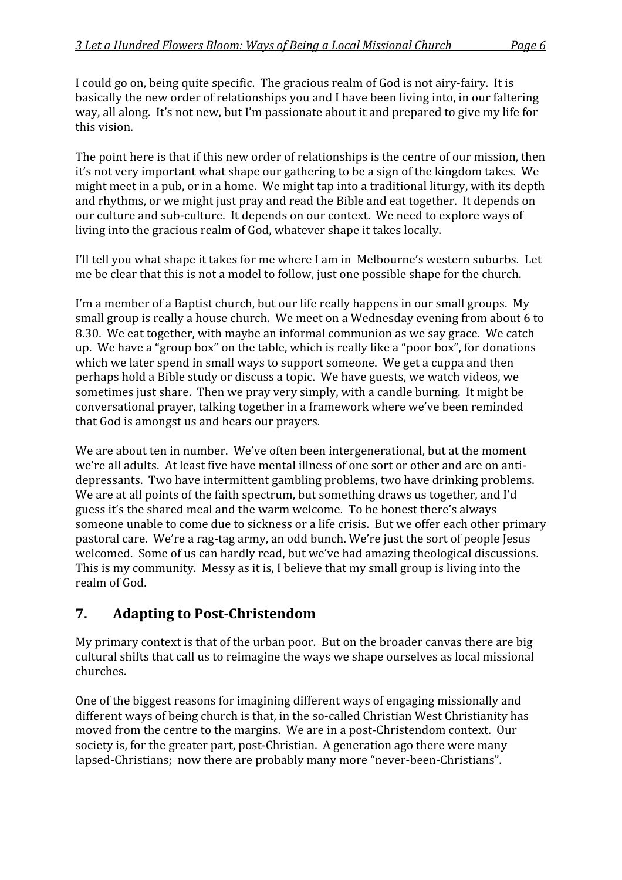I could go on, being quite specific. The gracious realm of God is not airy-fairy. It is basically the new order of relationships you and I have been living into, in our faltering way, all along. It's not new, but I'm passionate about it and prepared to give my life for this vision.

The point here is that if this new order of relationships is the centre of our mission, then it's not very important what shape our gathering to be a sign of the kingdom takes. We might meet in a pub, or in a home. We might tap into a traditional liturgy, with its depth and rhythms, or we might just pray and read the Bible and eat together. It depends on our culture and sub-culture. It depends on our context. We need to explore ways of living into the gracious realm of God, whatever shape it takes locally.

I'll tell you what shape it takes for me where I am in Melbourne's western suburbs. Let me be clear that this is not a model to follow, just one possible shape for the church.

I'm a member of a Baptist church, but our life really happens in our small groups. My small group is really a house church. We meet on a Wednesday evening from about 6 to 8.30. We eat together, with maybe an informal communion as we say grace. We catch up. We have a "group box" on the table, which is really like a "poor box", for donations which we later spend in small ways to support someone. We get a cuppa and then perhaps hold a Bible study or discuss a topic. We have guests, we watch videos, we sometimes just share. Then we pray very simply, with a candle burning. It might be conversational prayer, talking together in a framework where we've been reminded that God is amongst us and hears our prayers.

We are about ten in number. We've often been intergenerational, but at the moment we're all adults. At least five have mental illness of one sort or other and are on anti-depressants. Two have intermittent gambling problems, two have drinking problems. We are at all points of the faith spectrum, but something draws us together, and I'd guess it's the shared meal and the warm welcome. To be honest there's always someone unable to come due to sickness or a life crisis. But we offer each other primary pastoral care. We're a rag-tag army, an odd bunch. We're just the sort of people Jesus welcomed. Some of us can hardly read, but we've had amazing theological discussions. This is my community. Messy as it is, I believe that my small group is living into the realm of God.

## 7. Adapting to Post-Christendom

My primary context is that of the urban poor. But on the broader canvas there are big cultural shifts that call us to reimagine the ways we shape ourselves as local missional churches.

One of the biggest reasons for imagining different ways of engaging missionally and different ways of being church is that, in the so-called Christian West Christianity has moved from the centre to the margins. We are in a post-Christendom context. Our society is, for the greater part, post-Christian. A generation ago there were many lapsed-Christians; now there are probably many more "never-been-Christians".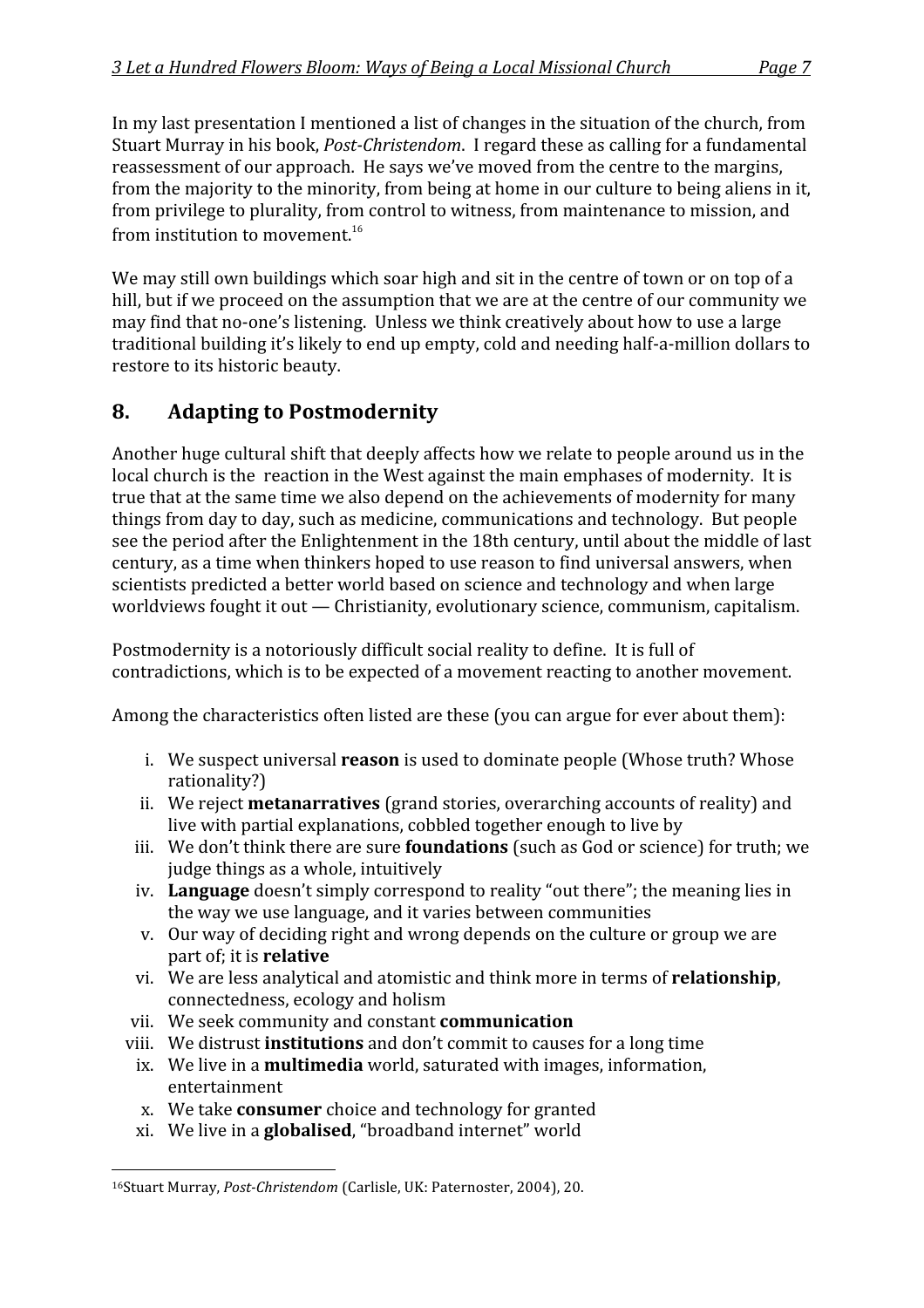In my last presentation I mentioned a list of changes in the situation of the church, from Stuart Murray in his book, *Post-Christendom*. I regard these as calling for a fundamental reassessment of our approach. He says we've moved from the centre to the margins, from the majority to the minority, from being at home in our culture to being aliens in it, from privilege to plurality, from control to witness, from maintenance to mission, and from institution to movement.[16]

We may still own buildings which soar high and sit in the centre of town or on top of a hill, but if we proceed on the assumption that we are at the centre of our community we may find that no-one's listening. Unless we think creatively about how to use a large traditional building it's likely to end up empty, cold and needing half-a-million dollars to restore to its historic beauty.

## 8. Adapting to Postmodernity

Another huge cultural shift that deeply affects how we relate to people around us in the local church is the reaction in the West against the main emphases of modernity. It is true that at the same time we also depend on the achievements of modernity for many things from day to day, such as medicine, communications and technology. But people see the period after the Enlightenment in the 18th century, until about the middle of last century, as a time when thinkers hoped to use reason to find universal answers, when scientists predicted a better world based on science and technology and when large worldviews fought it out — Christianity, evolutionary science, communism, capitalism.

Postmodernity is a notoriously difficult social reality to define. It is full of contradictions, which is to be expected of a movement reacting to another movement.

Among the characteristics often listed are these (you can argue for ever about them):

i. We suspect universal **reason** is used to dominate people (Whose truth? Whose rationality?)
ii. We reject **metanarratives** (grand stories, overarching accounts of reality) and live with partial explanations, cobbled together enough to live by
iii. We don't think there are sure **foundations** (such as God or science) for truth; we judge things as a whole, intuitively
iv. **Language** doesn't simply correspond to reality "out there"; the meaning lies in the way we use language, and it varies between communities
v. Our way of deciding right and wrong depends on the culture or group we are part of; it is **relative**
vi. We are less analytical and atomistic and think more in terms of **relationship**, connectedness, ecology and holism
vii. We seek community and constant **communication**
viii. We distrust **institutions** and don't commit to causes for a long time
ix. We live in a **multimedia** world, saturated with images, information, entertainment
x. We take **consumer** choice and technology for granted
xi. We live in a **globalised**, "broadband internet" world

---

[16] Stuart Murray, *Post-Christendom* (Carlisle, UK: Paternoster, 2004), 20.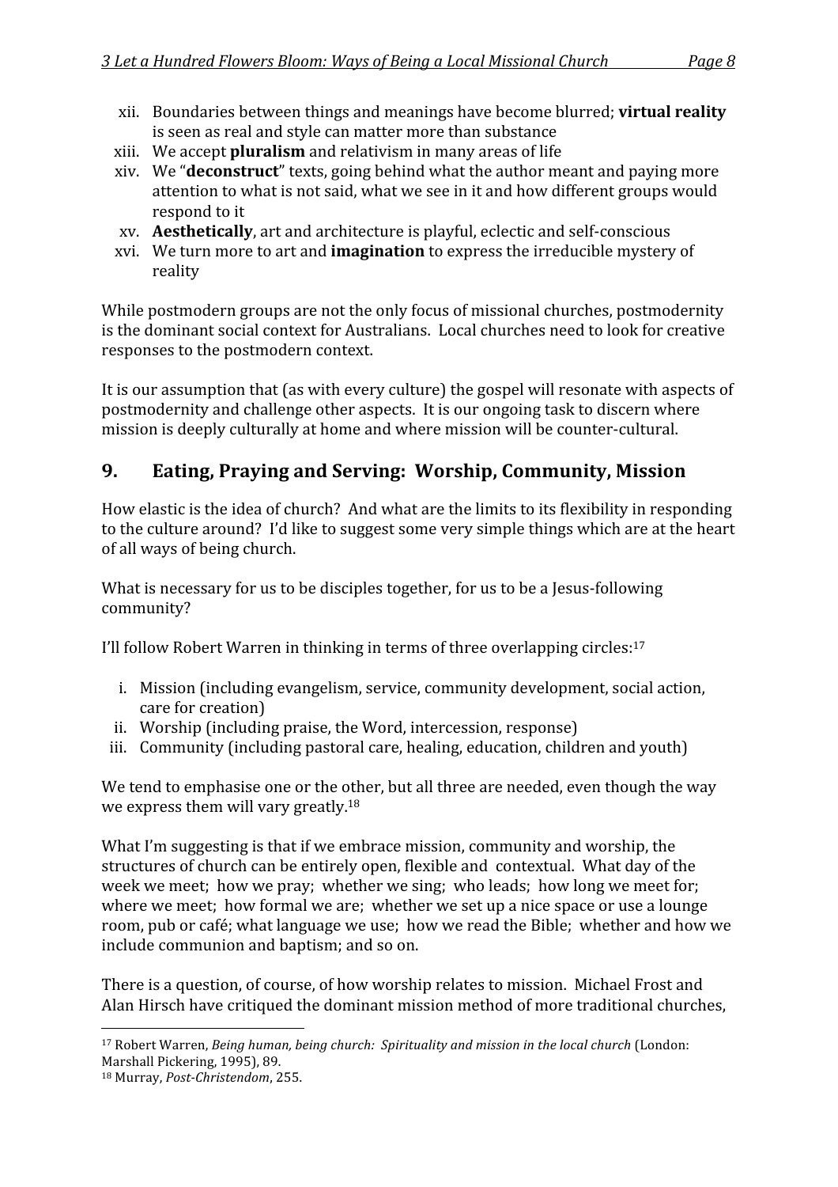xii. Boundaries between things and meanings have become blurred; **virtual reality** is seen as real and style can matter more than substance

xiii. We accept **pluralism** and relativism in many areas of life

xiv. We "**deconstruct**" texts, going behind what the author meant and paying more attention to what is not said, what we see in it and how different groups would respond to it

xv. **Aesthetically**, art and architecture is playful, eclectic and self-conscious

xvi. We turn more to art and **imagination** to express the irreducible mystery of reality

While postmodern groups are not the only focus of missional churches, postmodernity is the dominant social context for Australians. Local churches need to look for creative responses to the postmodern context.

It is our assumption that (as with every culture) the gospel will resonate with aspects of postmodernity and challenge other aspects. It is our ongoing task to discern where mission is deeply culturally at home and where mission will be counter-cultural.

## 9. Eating, Praying and Serving: Worship, Community, Mission

How elastic is the idea of church? And what are the limits to its flexibility in responding to the culture around? I'd like to suggest some very simple things which are at the heart of all ways of being church.

What is necessary for us to be disciples together, for us to be a Jesus-following community?

I'll follow Robert Warren in thinking in terms of three overlapping circles:[17]

i. Mission (including evangelism, service, community development, social action, care for creation)

ii. Worship (including praise, the Word, intercession, response)

iii. Community (including pastoral care, healing, education, children and youth)

We tend to emphasise one or the other, but all three are needed, even though the way we express them will vary greatly.[18]

What I'm suggesting is that if we embrace mission, community and worship, the structures of church can be entirely open, flexible and contextual. What day of the week we meet; how we pray; whether we sing; who leads; how long we meet for; where we meet; how formal we are; whether we set up a nice space or use a lounge room, pub or café; what language we use; how we read the Bible; whether and how we include communion and baptism; and so on.

There is a question, of course, of how worship relates to mission. Michael Frost and Alan Hirsch have critiqued the dominant mission method of more traditional churches,

---

[17] Robert Warren, *Being human, being church: Spirituality and mission in the local church* (London: Marshall Pickering, 1995), 89.

[18] Murray, *Post-Christendom*, 255.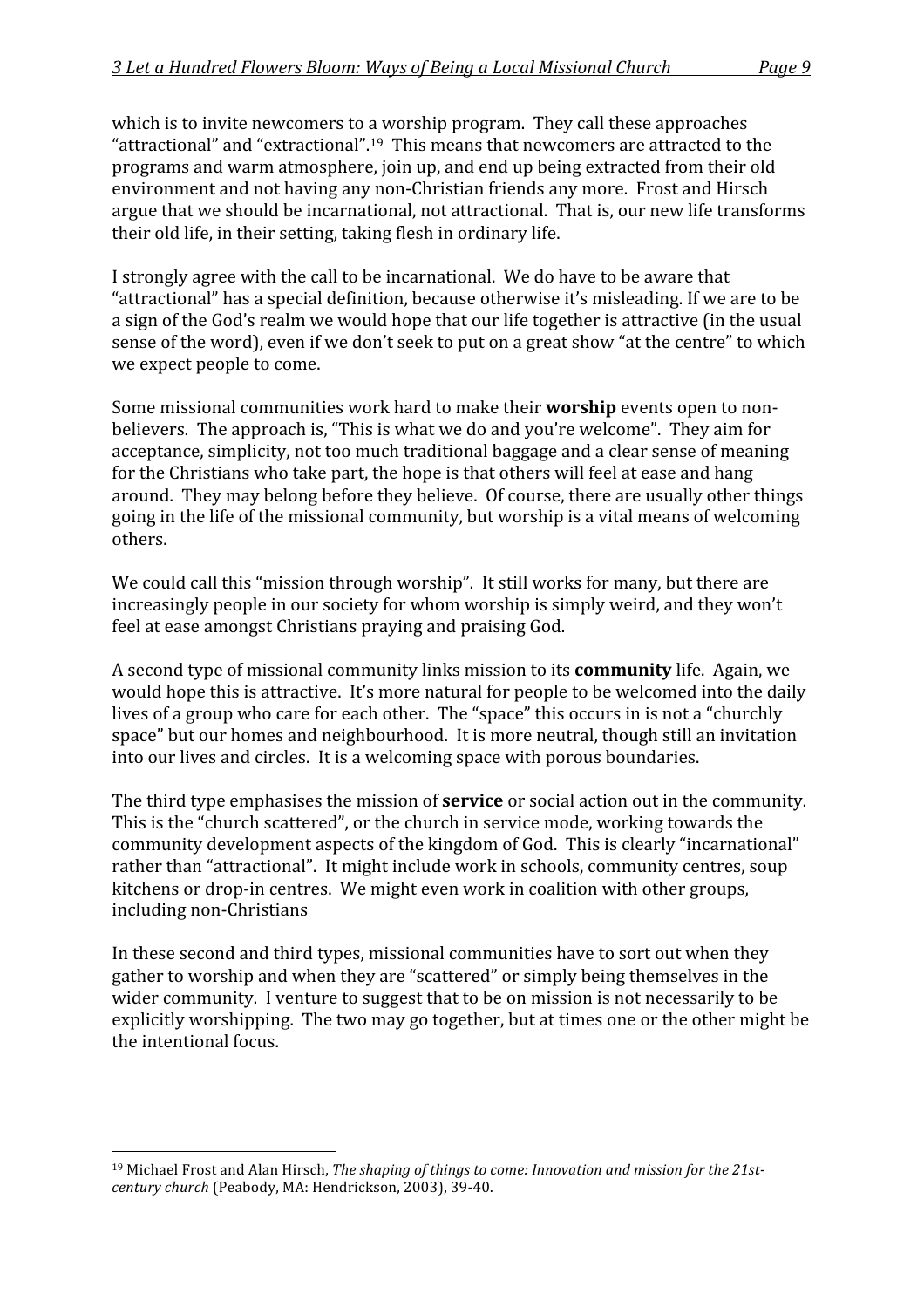which is to invite newcomers to a worship program. They call these approaches "attractional" and "extractional".[19] This means that newcomers are attracted to the programs and warm atmosphere, join up, and end up being extracted from their old environment and not having any non-Christian friends any more. Frost and Hirsch argue that we should be incarnational, not attractional. That is, our new life transforms their old life, in their setting, taking flesh in ordinary life.

I strongly agree with the call to be incarnational. We do have to be aware that "attractional" has a special definition, because otherwise it's misleading. If we are to be a sign of the God's realm we would hope that our life together is attractive (in the usual sense of the word), even if we don't seek to put on a great show "at the centre" to which we expect people to come.

Some missional communities work hard to make their **worship** events open to non-believers. The approach is, "This is what we do and you're welcome". They aim for acceptance, simplicity, not too much traditional baggage and a clear sense of meaning for the Christians who take part, the hope is that others will feel at ease and hang around. They may belong before they believe. Of course, there are usually other things going in the life of the missional community, but worship is a vital means of welcoming others.

We could call this "mission through worship". It still works for many, but there are increasingly people in our society for whom worship is simply weird, and they won't feel at ease amongst Christians praying and praising God.

A second type of missional community links mission to its **community** life. Again, we would hope this is attractive. It's more natural for people to be welcomed into the daily lives of a group who care for each other. The "space" this occurs in is not a "churchly space" but our homes and neighbourhood. It is more neutral, though still an invitation into our lives and circles. It is a welcoming space with porous boundaries.

The third type emphasises the mission of **service** or social action out in the community. This is the "church scattered", or the church in service mode, working towards the community development aspects of the kingdom of God. This is clearly "incarnational" rather than "attractional". It might include work in schools, community centres, soup kitchens or drop-in centres. We might even work in coalition with other groups, including non-Christians

In these second and third types, missional communities have to sort out when they gather to worship and when they are "scattered" or simply being themselves in the wider community. I venture to suggest that to be on mission is not necessarily to be explicitly worshipping. The two may go together, but at times one or the other might be the intentional focus.

---

[19] Michael Frost and Alan Hirsch, *The shaping of things to come: Innovation and mission for the 21st-century church* (Peabody, MA: Hendrickson, 2003), 39-40.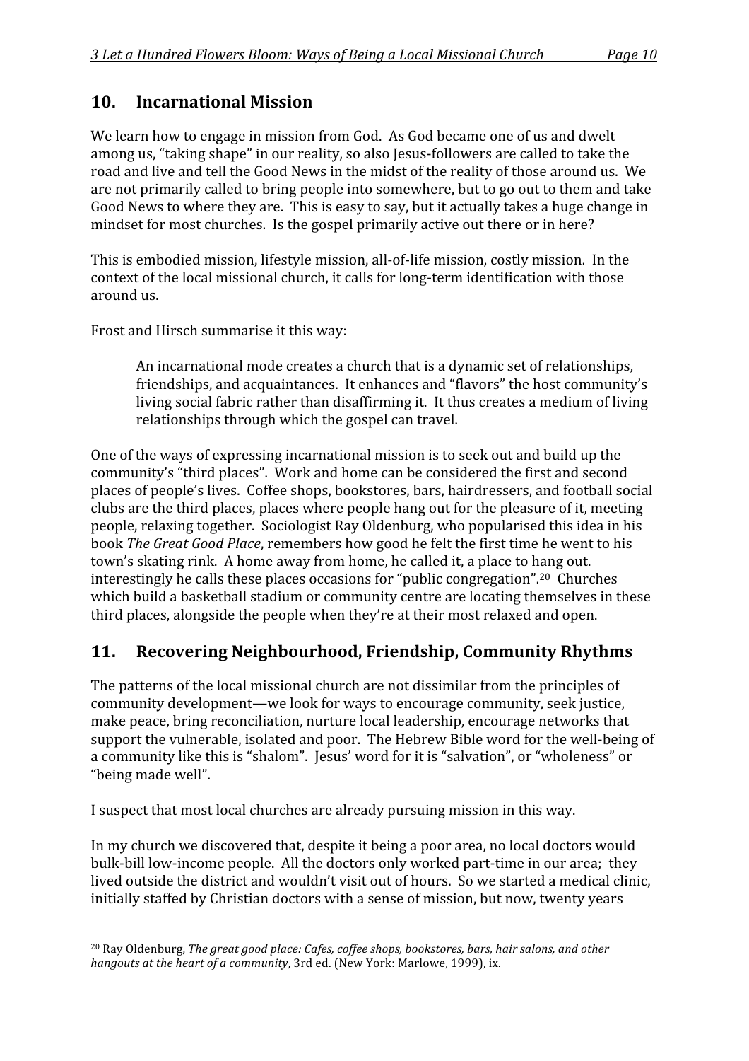## 10. Incarnational Mission

We learn how to engage in mission from God. As God became one of us and dwelt among us, "taking shape" in our reality, so also Jesus-followers are called to take the road and live and tell the Good News in the midst of the reality of those around us. We are not primarily called to bring people into somewhere, but to go out to them and take Good News to where they are. This is easy to say, but it actually takes a huge change in mindset for most churches. Is the gospel primarily active out there or in here?

This is embodied mission, lifestyle mission, all-of-life mission, costly mission. In the context of the local missional church, it calls for long-term identification with those around us.

Frost and Hirsch summarise it this way:

> An incarnational mode creates a church that is a dynamic set of relationships, friendships, and acquaintances. It enhances and "flavors" the host community's living social fabric rather than disaffirming it. It thus creates a medium of living relationships through which the gospel can travel.

One of the ways of expressing incarnational mission is to seek out and build up the community's "third places". Work and home can be considered the first and second places of people's lives. Coffee shops, bookstores, bars, hairdressers, and football social clubs are the third places, places where people hang out for the pleasure of it, meeting people, relaxing together. Sociologist Ray Oldenburg, who popularised this idea in his book *The Great Good Place*, remembers how good he felt the first time he went to his town's skating rink. A home away from home, he called it, a place to hang out. interestingly he calls these places occasions for "public congregation".[20] Churches which build a basketball stadium or community centre are locating themselves in these third places, alongside the people when they're at their most relaxed and open.

## 11. Recovering Neighbourhood, Friendship, Community Rhythms

The patterns of the local missional church are not dissimilar from the principles of community development—we look for ways to encourage community, seek justice, make peace, bring reconciliation, nurture local leadership, encourage networks that support the vulnerable, isolated and poor. The Hebrew Bible word for the well-being of a community like this is "shalom". Jesus' word for it is "salvation", or "wholeness" or "being made well".

I suspect that most local churches are already pursuing mission in this way.

In my church we discovered that, despite it being a poor area, no local doctors would bulk-bill low-income people. All the doctors only worked part-time in our area; they lived outside the district and wouldn't visit out of hours. So we started a medical clinic, initially staffed by Christian doctors with a sense of mission, but now, twenty years

---

[20] Ray Oldenburg, *The great good place: Cafes, coffee shops, bookstores, bars, hair salons, and other hangouts at the heart of a community*, 3rd ed. (New York: Marlowe, 1999), ix.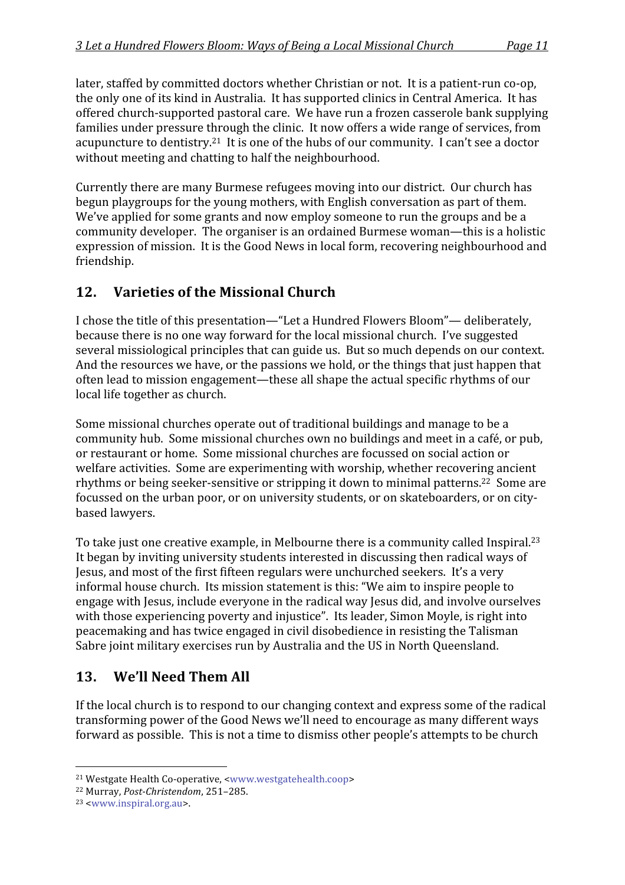later, staffed by committed doctors whether Christian or not. It is a patient-run co-op, the only one of its kind in Australia. It has supported clinics in Central America. It has offered church-supported pastoral care. We have run a frozen casserole bank supplying families under pressure through the clinic. It now offers a wide range of services, from acupuncture to dentistry.[21] It is one of the hubs of our community. I can't see a doctor without meeting and chatting to half the neighbourhood.

Currently there are many Burmese refugees moving into our district. Our church has begun playgroups for the young mothers, with English conversation as part of them. We've applied for some grants and now employ someone to run the groups and be a community developer. The organiser is an ordained Burmese woman—this is a holistic expression of mission. It is the Good News in local form, recovering neighbourhood and friendship.

## 12. Varieties of the Missional Church

I chose the title of this presentation—"Let a Hundred Flowers Bloom"— deliberately, because there is no one way forward for the local missional church. I've suggested several missiological principles that can guide us. But so much depends on our context. And the resources we have, or the passions we hold, or the things that just happen that often lead to mission engagement—these all shape the actual specific rhythms of our local life together as church.

Some missional churches operate out of traditional buildings and manage to be a community hub. Some missional churches own no buildings and meet in a café, or pub, or restaurant or home. Some missional churches are focussed on social action or welfare activities. Some are experimenting with worship, whether recovering ancient rhythms or being seeker-sensitive or stripping it down to minimal patterns.[22] Some are focussed on the urban poor, or on university students, or on skateboarders, or on city-based lawyers.

To take just one creative example, in Melbourne there is a community called Inspiral.[23] It began by inviting university students interested in discussing then radical ways of Jesus, and most of the first fifteen regulars were unchurched seekers. It's a very informal house church. Its mission statement is this: "We aim to inspire people to engage with Jesus, include everyone in the radical way Jesus did, and involve ourselves with those experiencing poverty and injustice". Its leader, Simon Moyle, is right into peacemaking and has twice engaged in civil disobedience in resisting the Talisman Sabre joint military exercises run by Australia and the US in North Queensland.

## 13. We'll Need Them All

If the local church is to respond to our changing context and express some of the radical transforming power of the Good News we'll need to encourage as many different ways forward as possible. This is not a time to dismiss other people's attempts to be church

---

[21] Westgate Health Co-operative, <www.westgatehealth.coop>

[22] Murray, *Post-Christendom*, 251–285.

[23] <www.inspiral.org.au>.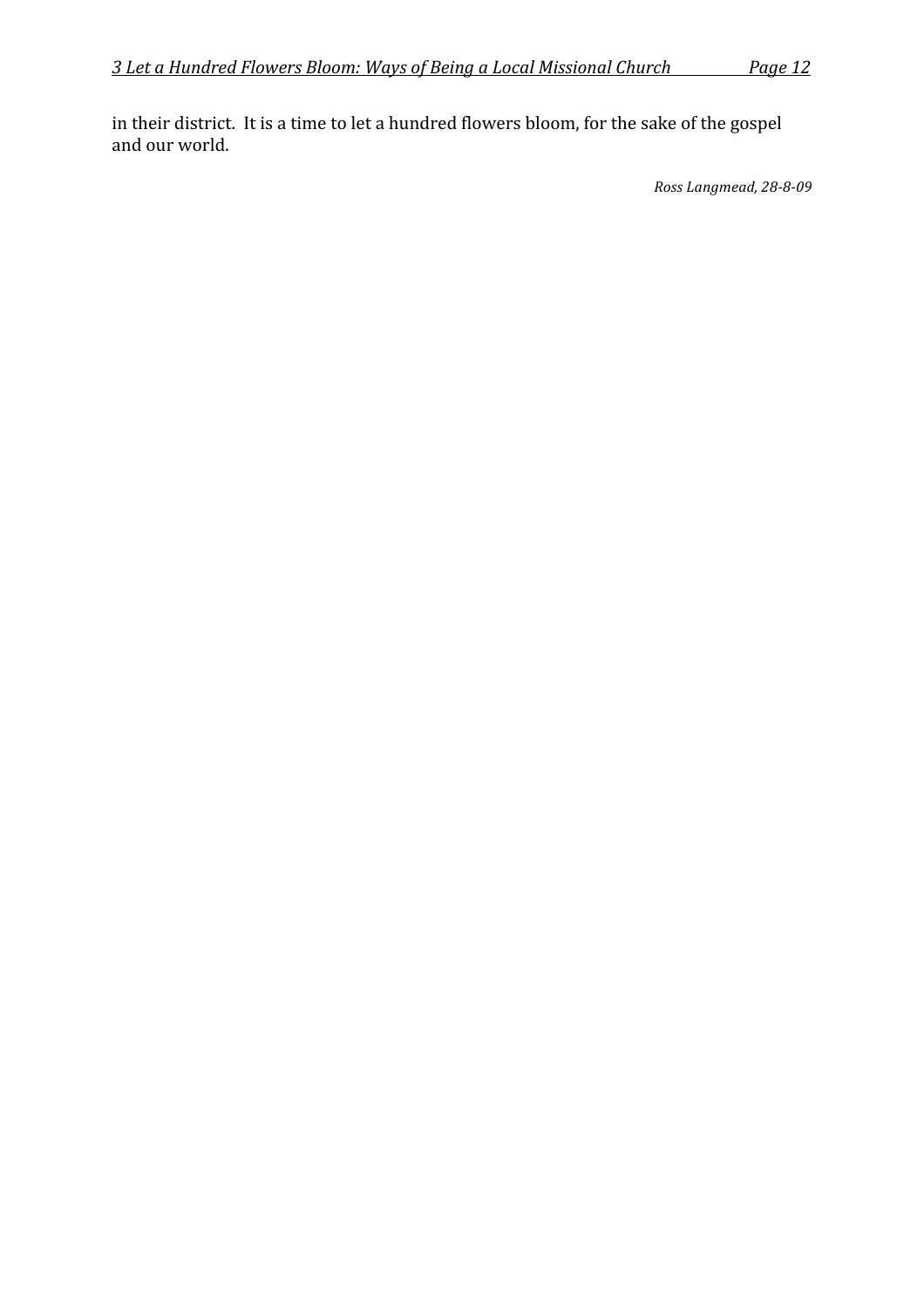in their district. It is a time to let a hundred flowers bloom, for the sake of the gospel and our world.

*Ross Langmead, 28-8-09*